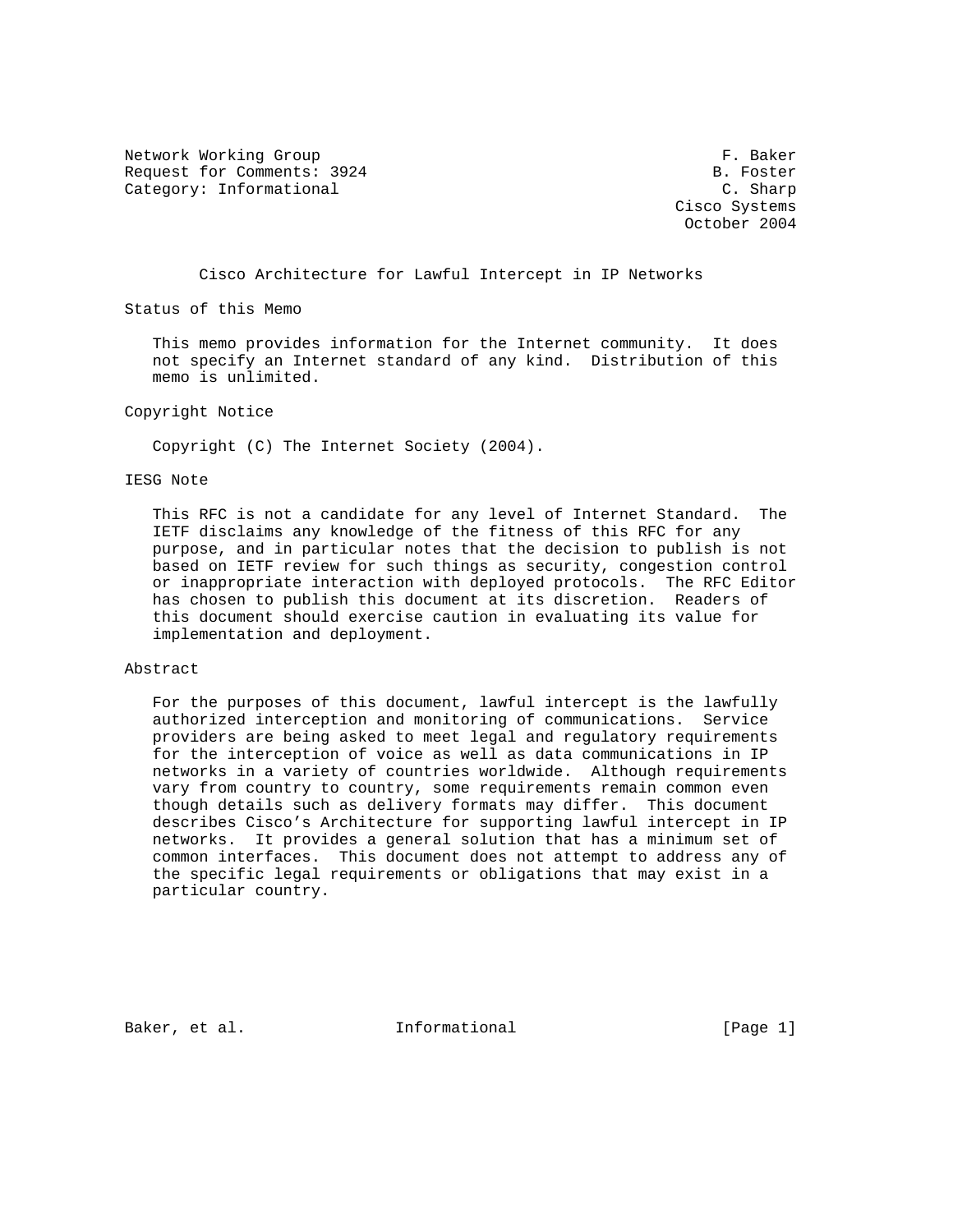Network Working Group F. Baker
Request for Comments: 3924 B. Foster
Category: Informational C. Sharp
Cisco Systems
October 2004

# Cisco Architecture for Lawful Intercept in IP Networks

## Status of this Memo

This memo provides information for the Internet community. It does not specify an Internet standard of any kind. Distribution of this memo is unlimited.

## Copyright Notice

Copyright (C) The Internet Society (2004).

## IESG Note

This RFC is not a candidate for any level of Internet Standard. The IETF disclaims any knowledge of the fitness of this RFC for any purpose, and in particular notes that the decision to publish is not based on IETF review for such things as security, congestion control or inappropriate interaction with deployed protocols. The RFC Editor has chosen to publish this document at its discretion. Readers of this document should exercise caution in evaluating its value for implementation and deployment.

## Abstract

For the purposes of this document, lawful intercept is the lawfully authorized interception and monitoring of communications. Service providers are being asked to meet legal and regulatory requirements for the interception of voice as well as data communications in IP networks in a variety of countries worldwide. Although requirements vary from country to country, some requirements remain common even though details such as delivery formats may differ. This document describes Cisco's Architecture for supporting lawful intercept in IP networks. It provides a general solution that has a minimum set of common interfaces. This document does not attempt to address any of the specific legal requirements or obligations that may exist in a particular country.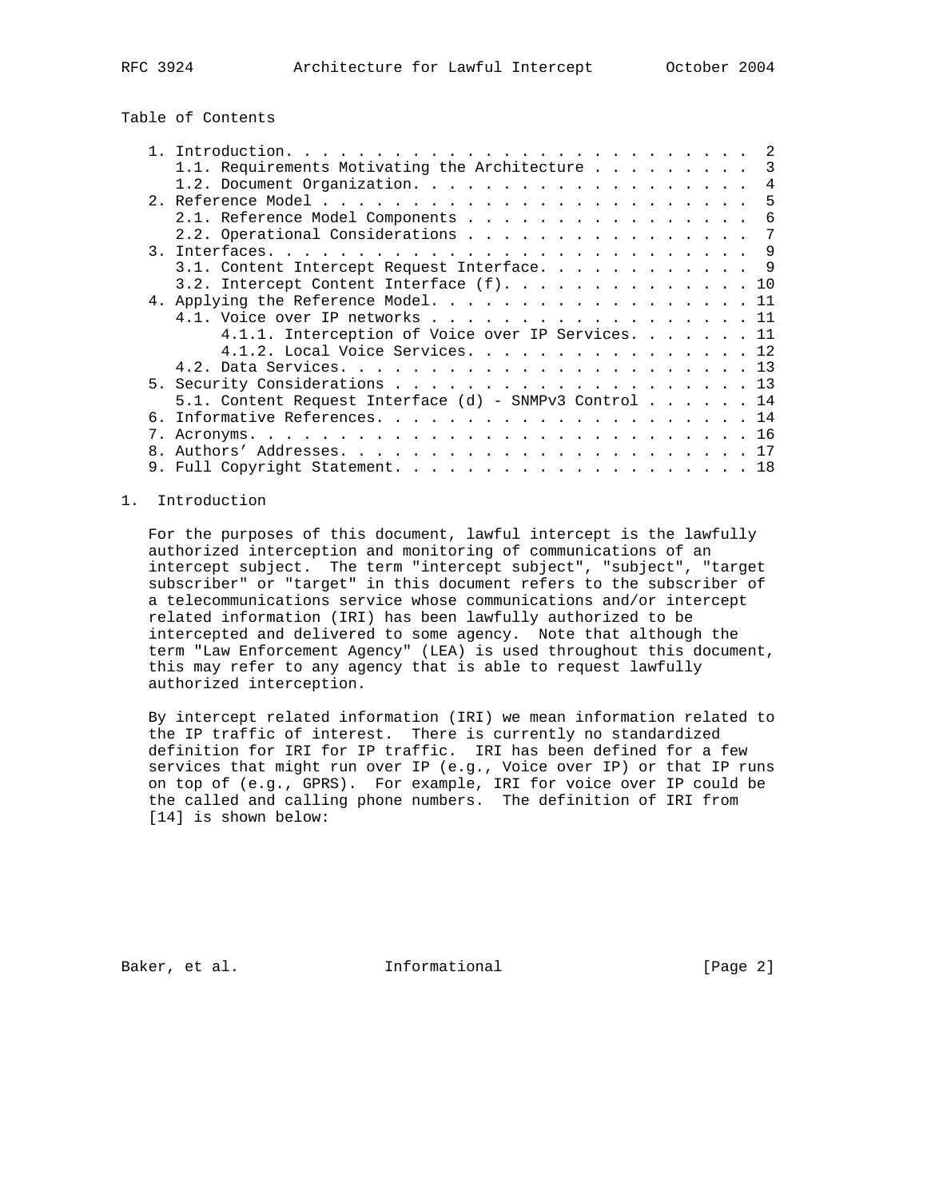## Table of Contents

```
   1. Introduction. . . . . . . . . . . . . . . . . . . . . . . . . .  2
      1.1. Requirements Motivating the Architecture . . . . . . . . .  3
      1.2. Document Organization. . . . . . . . . . . . . . . . . . .  4
   2. Reference Model . . . . . . . . . . . . . . . . . . . . . . . .  5
      2.1. Reference Model Components . . . . . . . . . . . . . . . .  6
      2.2. Operational Considerations . . . . . . . . . . . . . . . .  7
   3. Interfaces. . . . . . . . . . . . . . . . . . . . . . . . . . .  9
      3.1. Content Intercept Request Interface. . . . . . . . . . . .  9
      3.2. Intercept Content Interface (f). . . . . . . . . . . . . . 10
   4. Applying the Reference Model. . . . . . . . . . . . . . . . . . 11
      4.1. Voice over IP networks . . . . . . . . . . . . . . . . . . 11
           4.1.1. Interception of Voice over IP Services. . . . . . . 11
           4.1.2. Local Voice Services. . . . . . . . . . . . . . . . 12
      4.2. Data Services. . . . . . . . . . . . . . . . . . . . . . . 13
   5. Security Considerations . . . . . . . . . . . . . . . . . . . . 13
      5.1. Content Request Interface (d) - SNMPv3 Control . . . . . . 14
   6. Informative References. . . . . . . . . . . . . . . . . . . . . 14
   7. Acronyms. . . . . . . . . . . . . . . . . . . . . . . . . . . . 16
   8. Authors' Addresses. . . . . . . . . . . . . . . . . . . . . . . 17
   9. Full Copyright Statement. . . . . . . . . . . . . . . . . . . . 18
```

## 1. Introduction

For the purposes of this document, lawful intercept is the lawfully authorized interception and monitoring of communications of an intercept subject. The term "intercept subject", "subject", "target subscriber" or "target" in this document refers to the subscriber of a telecommunications service whose communications and/or intercept related information (IRI) has been lawfully authorized to be intercepted and delivered to some agency. Note that although the term "Law Enforcement Agency" (LEA) is used throughout this document, this may refer to any agency that is able to request lawfully authorized interception.

By intercept related information (IRI) we mean information related to the IP traffic of interest. There is currently no standardized definition for IRI for IP traffic. IRI has been defined for a few services that might run over IP (e.g., Voice over IP) or that IP runs on top of (e.g., GPRS). For example, IRI for voice over IP could be the called and calling phone numbers. The definition of IRI from [14] is shown below: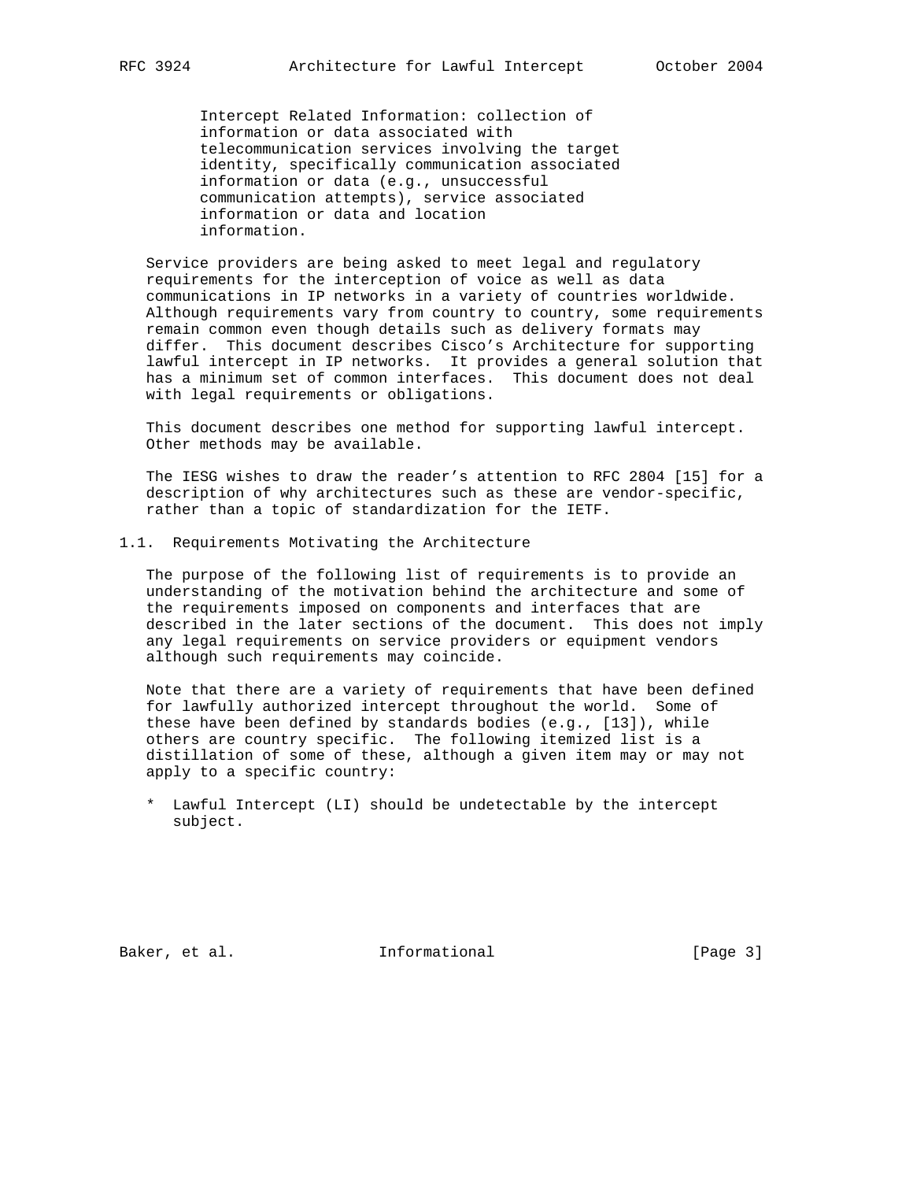Intercept Related Information: collection of information or data associated with telecommunication services involving the target identity, specifically communication associated information or data (e.g., unsuccessful communication attempts), service associated information or data and location information.

Service providers are being asked to meet legal and regulatory requirements for the interception of voice as well as data communications in IP networks in a variety of countries worldwide. Although requirements vary from country to country, some requirements remain common even though details such as delivery formats may differ. This document describes Cisco's Architecture for supporting lawful intercept in IP networks. It provides a general solution that has a minimum set of common interfaces. This document does not deal with legal requirements or obligations.

This document describes one method for supporting lawful intercept. Other methods may be available.

The IESG wishes to draw the reader's attention to RFC 2804 [15] for a description of why architectures such as these are vendor-specific, rather than a topic of standardization for the IETF.

## 1.1. Requirements Motivating the Architecture

The purpose of the following list of requirements is to provide an understanding of the motivation behind the architecture and some of the requirements imposed on components and interfaces that are described in the later sections of the document. This does not imply any legal requirements on service providers or equipment vendors although such requirements may coincide.

Note that there are a variety of requirements that have been defined for lawfully authorized intercept throughout the world. Some of these have been defined by standards bodies (e.g., [13]), while others are country specific. The following itemized list is a distillation of some of these, although a given item may or may not apply to a specific country:

* Lawful Intercept (LI) should be undetectable by the intercept subject.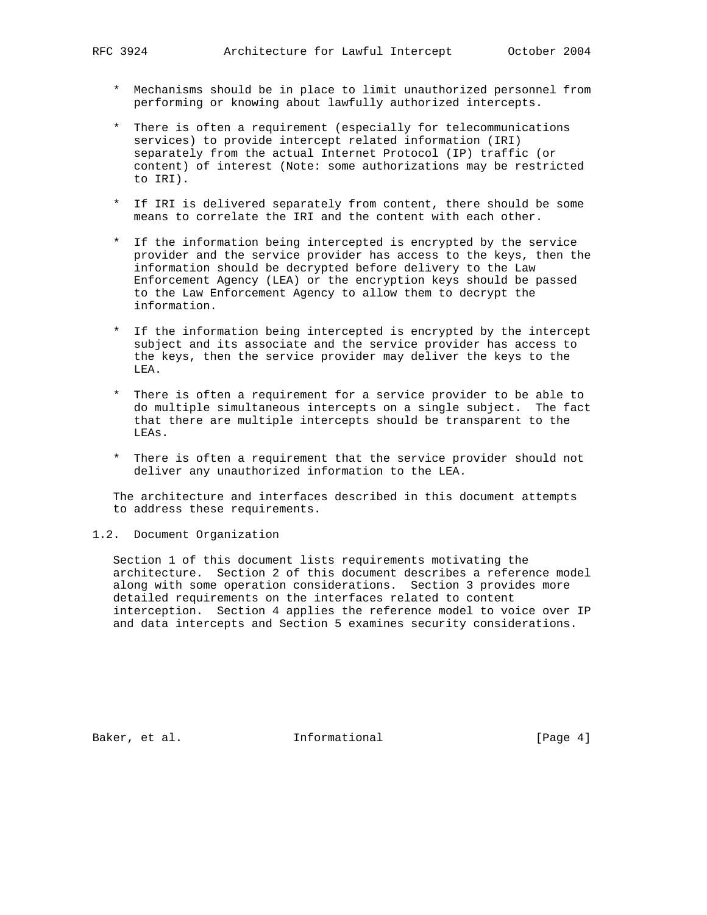* Mechanisms should be in place to limit unauthorized personnel from performing or knowing about lawfully authorized intercepts.

* There is often a requirement (especially for telecommunications services) to provide intercept related information (IRI) separately from the actual Internet Protocol (IP) traffic (or content) of interest (Note: some authorizations may be restricted to IRI).

* If IRI is delivered separately from content, there should be some means to correlate the IRI and the content with each other.

* If the information being intercepted is encrypted by the service provider and the service provider has access to the keys, then the information should be decrypted before delivery to the Law Enforcement Agency (LEA) or the encryption keys should be passed to the Law Enforcement Agency to allow them to decrypt the information.

* If the information being intercepted is encrypted by the intercept subject and its associate and the service provider has access to the keys, then the service provider may deliver the keys to the LEA.

* There is often a requirement for a service provider to be able to do multiple simultaneous intercepts on a single subject. The fact that there are multiple intercepts should be transparent to the LEAs.

* There is often a requirement that the service provider should not deliver any unauthorized information to the LEA.

The architecture and interfaces described in this document attempts to address these requirements.

## 1.2. Document Organization

Section 1 of this document lists requirements motivating the architecture. Section 2 of this document describes a reference model along with some operation considerations. Section 3 provides more detailed requirements on the interfaces related to content interception. Section 4 applies the reference model to voice over IP and data intercepts and Section 5 examines security considerations.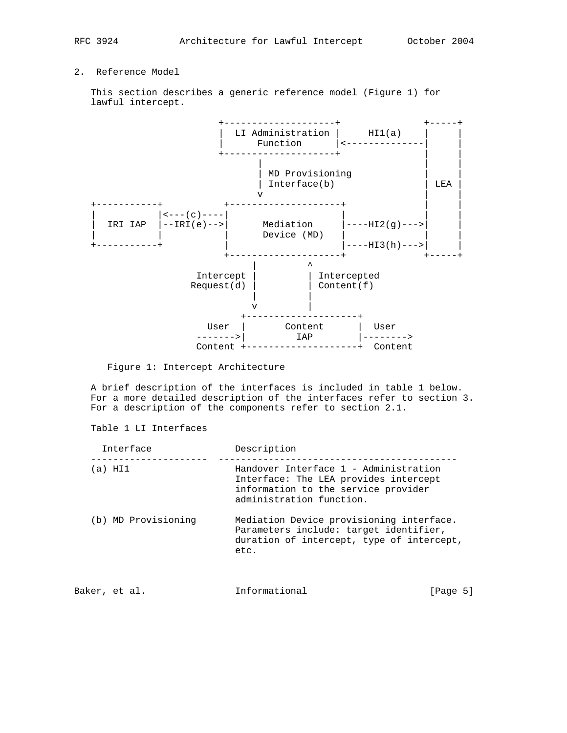## 2. Reference Model

This section describes a generic reference model (Figure 1) for lawful intercept.

```
                          +--------------------+              +-----+
                          |  LI Administration |     HI1(a)   |     |
                          |      Function      |<-------------|     |
                          +--------------------+              |     |
                                 |                            |     |
                                 | MD Provisioning            |     |
                                 | Interface(b)               | LEA |
                                 v                            |     |
+-----------+            +--------------------+               |     |
|           |<---(c)----|                    |               |     |
|  IRI IAP  |--IRI(e)-->|      Mediation     |----HI2(g)---->|     |
|           |            |      Device (MD)   |               |     |
+-----------+            |                    |----HI3(h)---->|     |
                         +--------------------+               +-----+
                               |          ^
                     Intercept |          | Intercepted
                    Request(d) |          | Content(f)
                               |          |
                               v          |
                            +--------------------+
                      User  |       Content      |  User
                     ------>|         IAP        |-------->
                    Content +--------------------+  Content
```

Figure 1: Intercept Architecture

A brief description of the interfaces is included in table 1 below. For a more detailed description of the interfaces refer to section 3. For a description of the components refer to section 2.1.

Table 1 LI Interfaces

| Interface | Description |
|---|---|
| (a) HI1 | Handover Interface 1 - Administration Interface: The LEA provides intercept information to the service provider administration function. |
| (b) MD Provisioning | Mediation Device provisioning interface. Parameters include: target identifier, duration of intercept, type of intercept, etc. |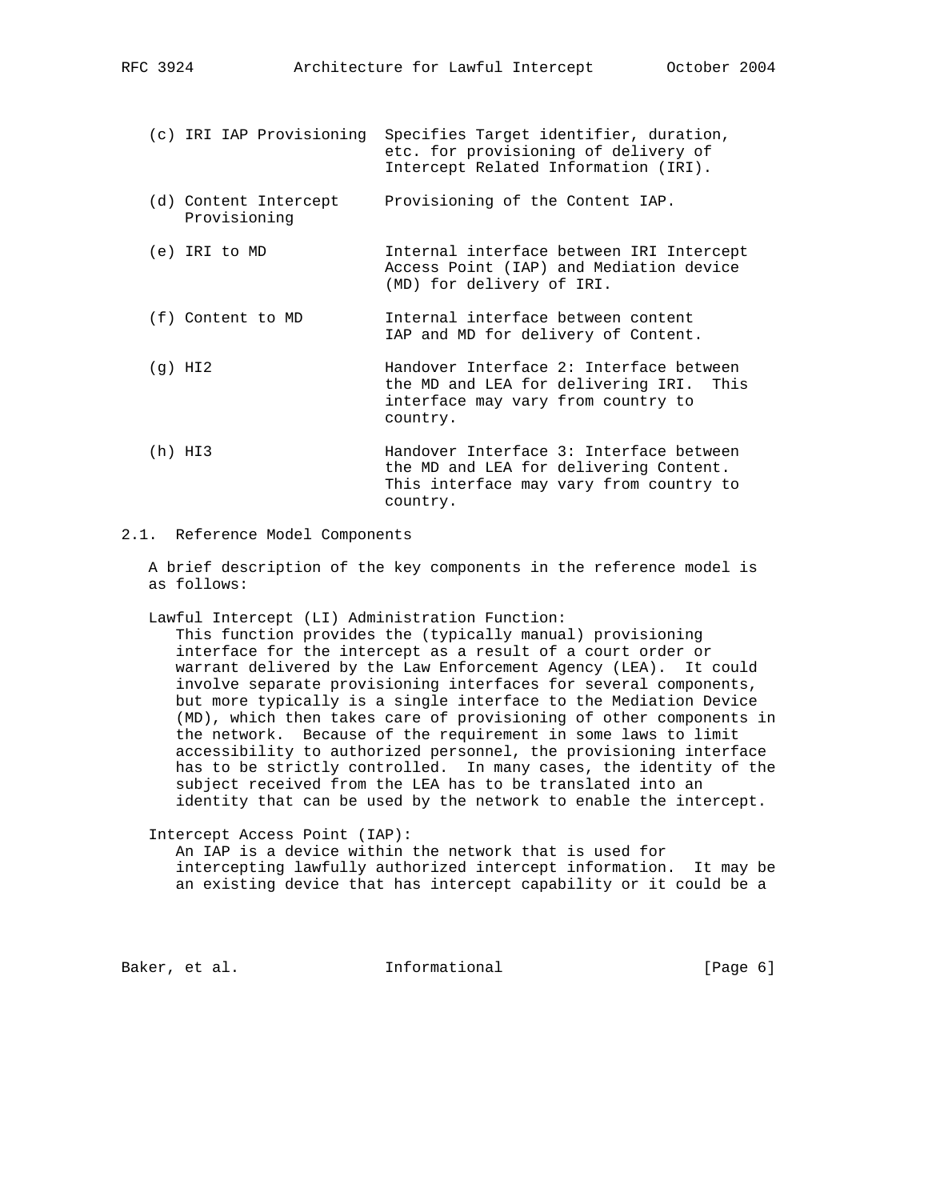| | |
|---|---|
| (c) IRI IAP Provisioning | Specifies Target identifier, duration, etc. for provisioning of delivery of Intercept Related Information (IRI). |
| (d) Content Intercept Provisioning | Provisioning of the Content IAP. |
| (e) IRI to MD | Internal interface between IRI Intercept Access Point (IAP) and Mediation device (MD) for delivery of IRI. |
| (f) Content to MD | Internal interface between content IAP and MD for delivery of Content. |
| (g) HI2 | Handover Interface 2: Interface between the MD and LEA for delivering IRI. This interface may vary from country to country. |
| (h) HI3 | Handover Interface 3: Interface between the MD and LEA for delivering Content. This interface may vary from country to country. |

## 2.1. Reference Model Components

A brief description of the key components in the reference model is as follows:

Lawful Intercept (LI) Administration Function:
This function provides the (typically manual) provisioning interface for the intercept as a result of a court order or warrant delivered by the Law Enforcement Agency (LEA). It could involve separate provisioning interfaces for several components, but more typically is a single interface to the Mediation Device (MD), which then takes care of provisioning of other components in the network. Because of the requirement in some laws to limit accessibility to authorized personnel, the provisioning interface has to be strictly controlled. In many cases, the identity of the subject received from the LEA has to be translated into an identity that can be used by the network to enable the intercept.

Intercept Access Point (IAP):
An IAP is a device within the network that is used for intercepting lawfully authorized intercept information. It may be an existing device that has intercept capability or it could be a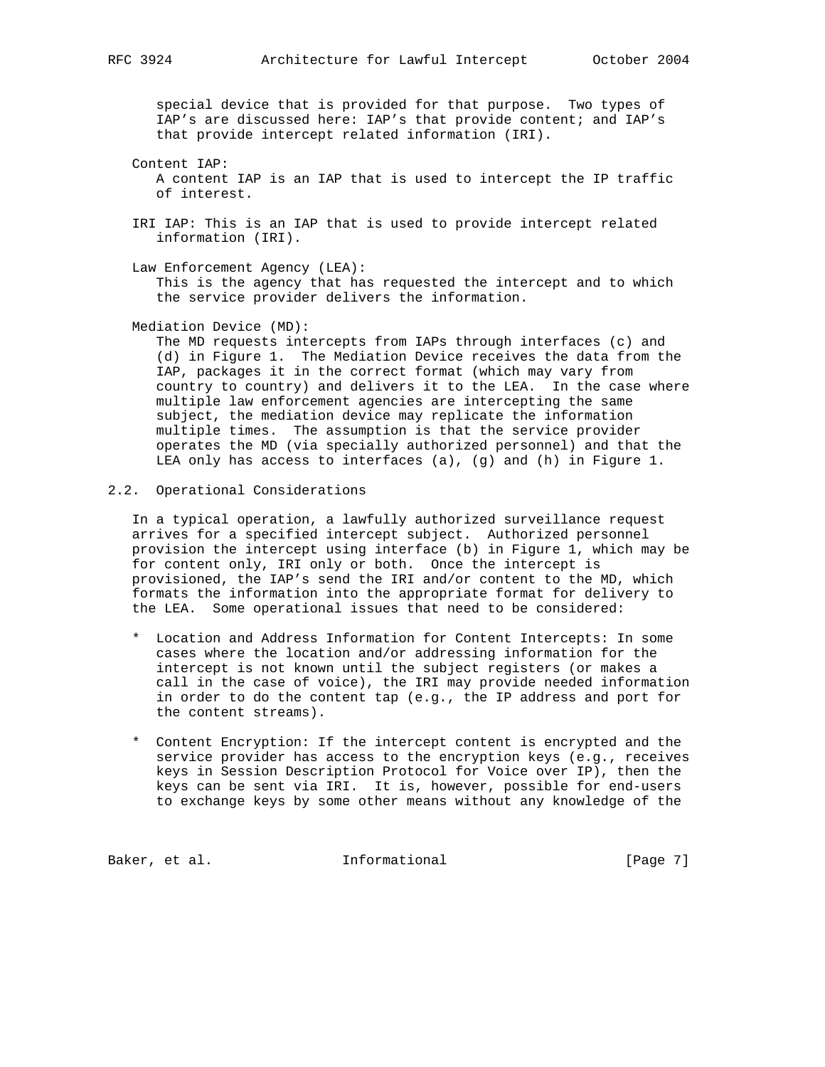special device that is provided for that purpose. Two types of IAP's are discussed here: IAP's that provide content; and IAP's that provide intercept related information (IRI).

Content IAP:
A content IAP is an IAP that is used to intercept the IP traffic of interest.

IRI IAP: This is an IAP that is used to provide intercept related information (IRI).

Law Enforcement Agency (LEA):
This is the agency that has requested the intercept and to which the service provider delivers the information.

Mediation Device (MD):
The MD requests intercepts from IAPs through interfaces (c) and (d) in Figure 1. The Mediation Device receives the data from the IAP, packages it in the correct format (which may vary from country to country) and delivers it to the LEA. In the case where multiple law enforcement agencies are intercepting the same subject, the mediation device may replicate the information multiple times. The assumption is that the service provider operates the MD (via specially authorized personnel) and that the LEA only has access to interfaces (a), (g) and (h) in Figure 1.

## 2.2. Operational Considerations

In a typical operation, a lawfully authorized surveillance request arrives for a specified intercept subject. Authorized personnel provision the intercept using interface (b) in Figure 1, which may be for content only, IRI only or both. Once the intercept is provisioned, the IAP's send the IRI and/or content to the MD, which formats the information into the appropriate format for delivery to the LEA. Some operational issues that need to be considered:

* Location and Address Information for Content Intercepts: In some cases where the location and/or addressing information for the intercept is not known until the subject registers (or makes a call in the case of voice), the IRI may provide needed information in order to do the content tap (e.g., the IP address and port for the content streams).

* Content Encryption: If the intercept content is encrypted and the service provider has access to the encryption keys (e.g., receives keys in Session Description Protocol for Voice over IP), then the keys can be sent via IRI. It is, however, possible for end-users to exchange keys by some other means without any knowledge of the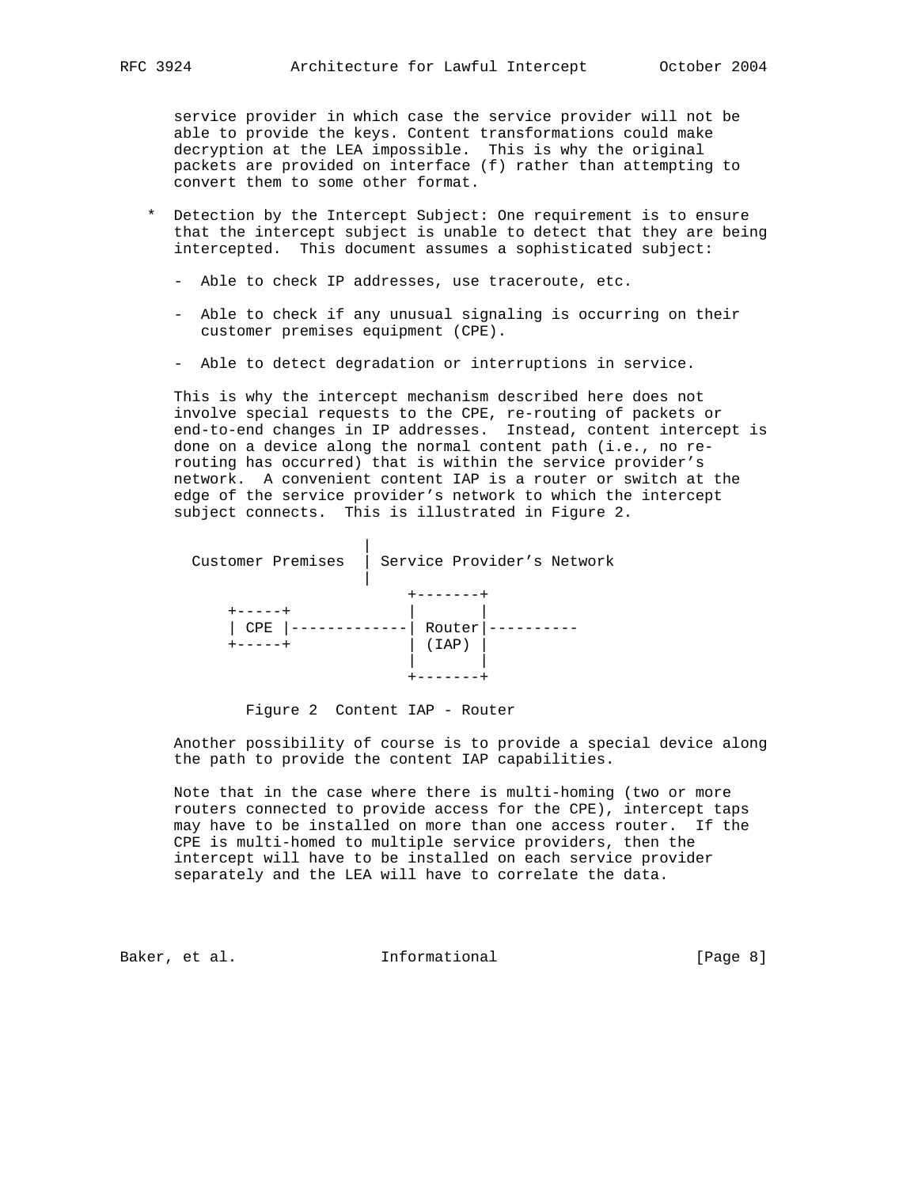service provider in which case the service provider will not be able to provide the keys. Content transformations could make decryption at the LEA impossible. This is why the original packets are provided on interface (f) rather than attempting to convert them to some other format.

* Detection by the Intercept Subject: One requirement is to ensure that the intercept subject is unable to detect that they are being intercepted. This document assumes a sophisticated subject:

  - Able to check IP addresses, use traceroute, etc.

  - Able to check if any unusual signaling is occurring on their customer premises equipment (CPE).

  - Able to detect degradation or interruptions in service.

  This is why the intercept mechanism described here does not involve special requests to the CPE, re-routing of packets or end-to-end changes in IP addresses. Instead, content intercept is done on a device along the normal content path (i.e., no re-routing has occurred) that is within the service provider's network. A convenient content IAP is a router or switch at the edge of the service provider's network to which the intercept subject connects. This is illustrated in Figure 2.

```
                     |
  Customer Premises  | Service Provider's Network
                     |
                           +-------+
     +-----+               |       |
     | CPE |---------------| Router|----------
     +-----+               | (IAP) |
                           |       |
                           +-------+
```

Figure 2  Content IAP - Router

  Another possibility of course is to provide a special device along the path to provide the content IAP capabilities.

  Note that in the case where there is multi-homing (two or more routers connected to provide access for the CPE), intercept taps may have to be installed on more than one access router. If the CPE is multi-homed to multiple service providers, then the intercept will have to be installed on each service provider separately and the LEA will have to correlate the data.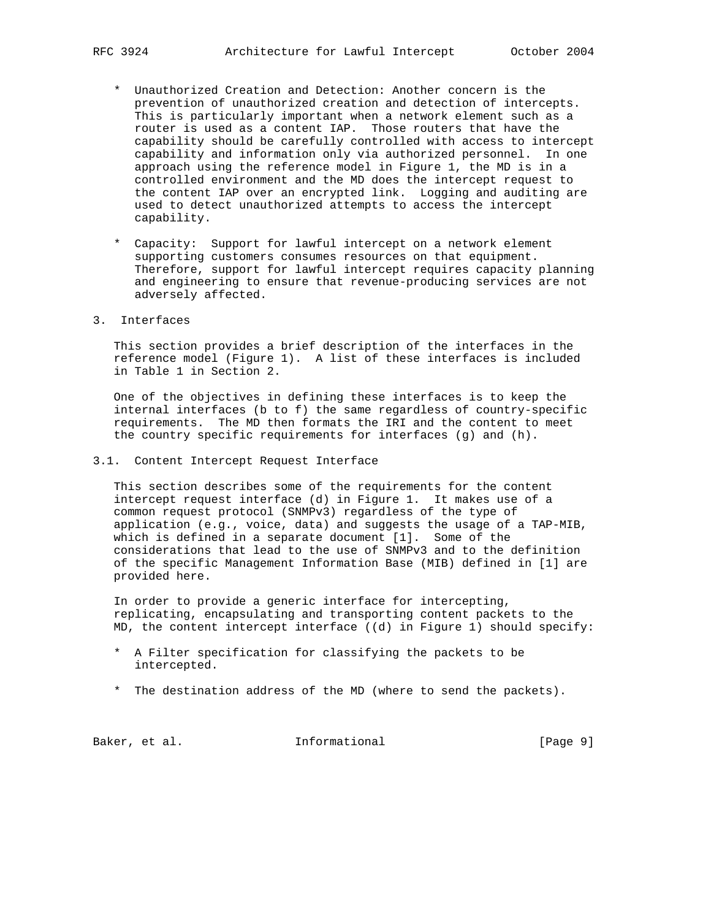* Unauthorized Creation and Detection: Another concern is the prevention of unauthorized creation and detection of intercepts. This is particularly important when a network element such as a router is used as a content IAP. Those routers that have the capability should be carefully controlled with access to intercept capability and information only via authorized personnel. In one approach using the reference model in Figure 1, the MD is in a controlled environment and the MD does the intercept request to the content IAP over an encrypted link. Logging and auditing are used to detect unauthorized attempts to access the intercept capability.

* Capacity: Support for lawful intercept on a network element supporting customers consumes resources on that equipment. Therefore, support for lawful intercept requires capacity planning and engineering to ensure that revenue-producing services are not adversely affected.

## 3. Interfaces

This section provides a brief description of the interfaces in the reference model (Figure 1). A list of these interfaces is included in Table 1 in Section 2.

One of the objectives in defining these interfaces is to keep the internal interfaces (b to f) the same regardless of country-specific requirements. The MD then formats the IRI and the content to meet the country specific requirements for interfaces (g) and (h).

### 3.1. Content Intercept Request Interface

This section describes some of the requirements for the content intercept request interface (d) in Figure 1. It makes use of a common request protocol (SNMPv3) regardless of the type of application (e.g., voice, data) and suggests the usage of a TAP-MIB, which is defined in a separate document [1]. Some of the considerations that lead to the use of SNMPv3 and to the definition of the specific Management Information Base (MIB) defined in [1] are provided here.

In order to provide a generic interface for intercepting, replicating, encapsulating and transporting content packets to the MD, the content intercept interface ((d) in Figure 1) should specify:

* A Filter specification for classifying the packets to be intercepted.

* The destination address of the MD (where to send the packets).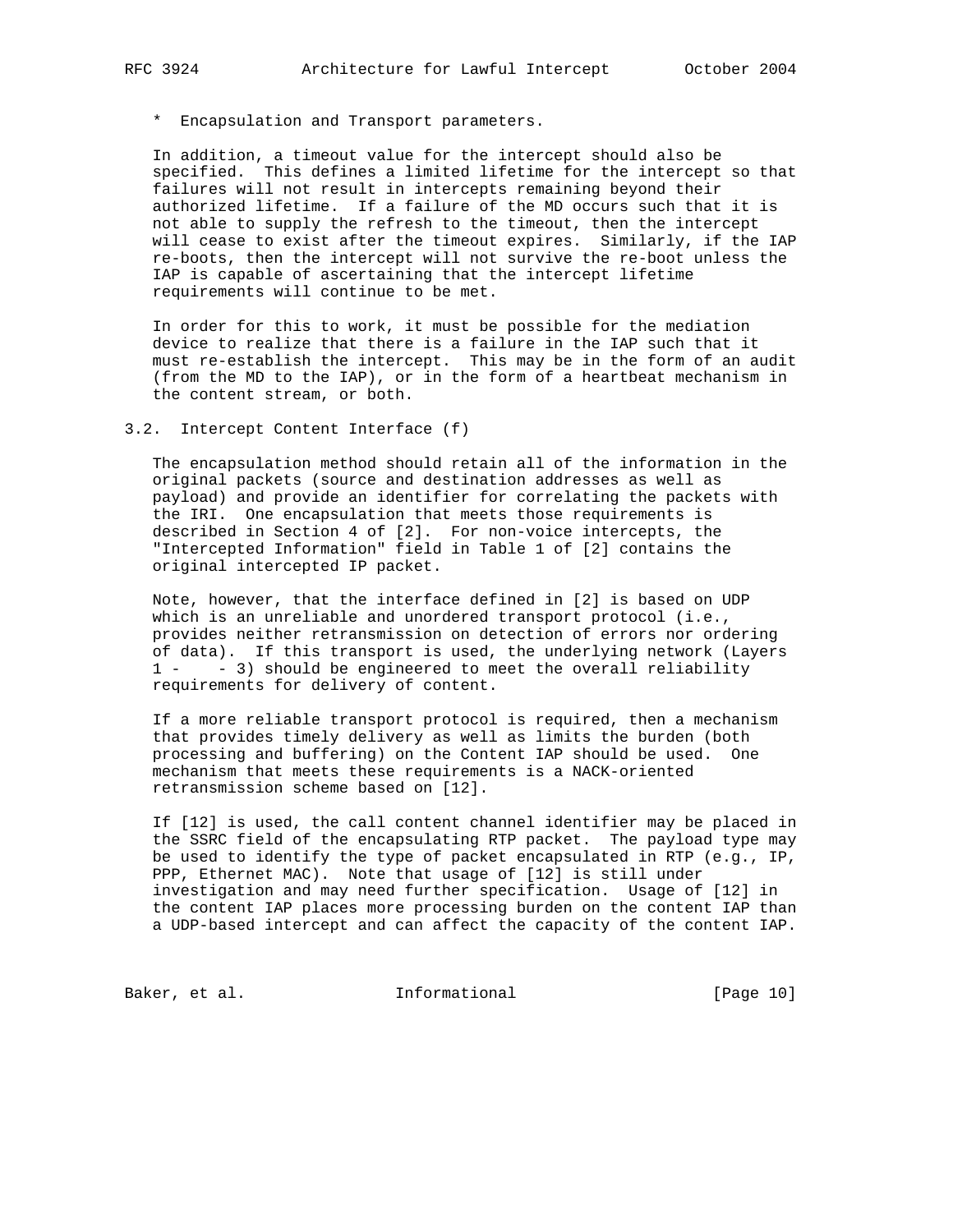* Encapsulation and Transport parameters.

In addition, a timeout value for the intercept should also be specified. This defines a limited lifetime for the intercept so that failures will not result in intercepts remaining beyond their authorized lifetime. If a failure of the MD occurs such that it is not able to supply the refresh to the timeout, then the intercept will cease to exist after the timeout expires. Similarly, if the IAP re-boots, then the intercept will not survive the re-boot unless the IAP is capable of ascertaining that the intercept lifetime requirements will continue to be met.

In order for this to work, it must be possible for the mediation device to realize that there is a failure in the IAP such that it must re-establish the intercept. This may be in the form of an audit (from the MD to the IAP), or in the form of a heartbeat mechanism in the content stream, or both.

## 3.2. Intercept Content Interface (f)

The encapsulation method should retain all of the information in the original packets (source and destination addresses as well as payload) and provide an identifier for correlating the packets with the IRI. One encapsulation that meets those requirements is described in Section 4 of [2]. For non-voice intercepts, the "Intercepted Information" field in Table 1 of [2] contains the original intercepted IP packet.

Note, however, that the interface defined in [2] is based on UDP which is an unreliable and unordered transport protocol (i.e., provides neither retransmission on detection of errors nor ordering of data). If this transport is used, the underlying network (Layers 1 - - 3) should be engineered to meet the overall reliability requirements for delivery of content.

If a more reliable transport protocol is required, then a mechanism that provides timely delivery as well as limits the burden (both processing and buffering) on the Content IAP should be used. One mechanism that meets these requirements is a NACK-oriented retransmission scheme based on [12].

If [12] is used, the call content channel identifier may be placed in the SSRC field of the encapsulating RTP packet. The payload type may be used to identify the type of packet encapsulated in RTP (e.g., IP, PPP, Ethernet MAC). Note that usage of [12] is still under investigation and may need further specification. Usage of [12] in the content IAP places more processing burden on the content IAP than a UDP-based intercept and can affect the capacity of the content IAP.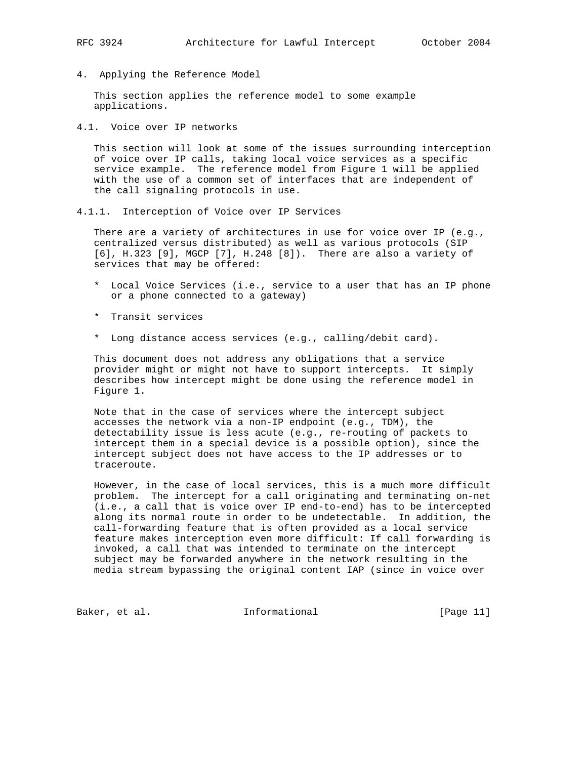## 4. Applying the Reference Model

This section applies the reference model to some example applications.

### 4.1. Voice over IP networks

This section will look at some of the issues surrounding interception of voice over IP calls, taking local voice services as a specific service example. The reference model from Figure 1 will be applied with the use of a common set of interfaces that are independent of the call signaling protocols in use.

#### 4.1.1. Interception of Voice over IP Services

There are a variety of architectures in use for voice over IP (e.g., centralized versus distributed) as well as various protocols (SIP [6], H.323 [9], MGCP [7], H.248 [8]). There are also a variety of services that may be offered:

* Local Voice Services (i.e., service to a user that has an IP phone or a phone connected to a gateway)

* Transit services

* Long distance access services (e.g., calling/debit card).

This document does not address any obligations that a service provider might or might not have to support intercepts. It simply describes how intercept might be done using the reference model in Figure 1.

Note that in the case of services where the intercept subject accesses the network via a non-IP endpoint (e.g., TDM), the detectability issue is less acute (e.g., re-routing of packets to intercept them in a special device is a possible option), since the intercept subject does not have access to the IP addresses or to traceroute.

However, in the case of local services, this is a much more difficult problem. The intercept for a call originating and terminating on-net (i.e., a call that is voice over IP end-to-end) has to be intercepted along its normal route in order to be undetectable. In addition, the call-forwarding feature that is often provided as a local service feature makes interception even more difficult: If call forwarding is invoked, a call that was intended to terminate on the intercept subject may be forwarded anywhere in the network resulting in the media stream bypassing the original content IAP (since in voice over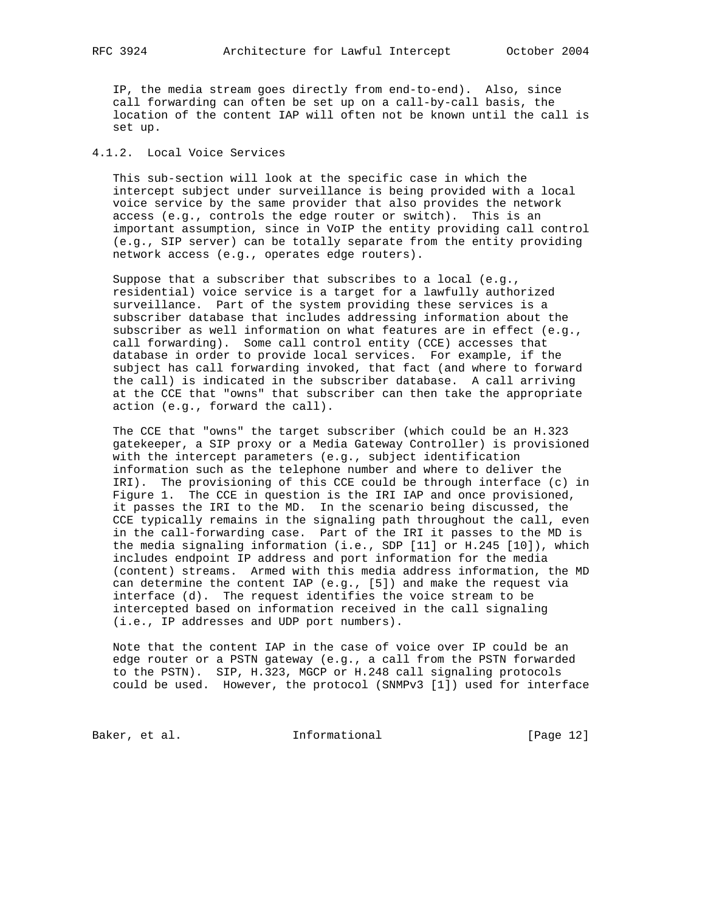IP, the media stream goes directly from end-to-end). Also, since call forwarding can often be set up on a call-by-call basis, the location of the content IAP will often not be known until the call is set up.

### 4.1.2. Local Voice Services

This sub-section will look at the specific case in which the intercept subject under surveillance is being provided with a local voice service by the same provider that also provides the network access (e.g., controls the edge router or switch). This is an important assumption, since in VoIP the entity providing call control (e.g., SIP server) can be totally separate from the entity providing network access (e.g., operates edge routers).

Suppose that a subscriber that subscribes to a local (e.g., residential) voice service is a target for a lawfully authorized surveillance. Part of the system providing these services is a subscriber database that includes addressing information about the subscriber as well information on what features are in effect (e.g., call forwarding). Some call control entity (CCE) accesses that database in order to provide local services. For example, if the subject has call forwarding invoked, that fact (and where to forward the call) is indicated in the subscriber database. A call arriving at the CCE that "owns" that subscriber can then take the appropriate action (e.g., forward the call).

The CCE that "owns" the target subscriber (which could be an H.323 gatekeeper, a SIP proxy or a Media Gateway Controller) is provisioned with the intercept parameters (e.g., subject identification information such as the telephone number and where to deliver the IRI). The provisioning of this CCE could be through interface (c) in Figure 1. The CCE in question is the IRI IAP and once provisioned, it passes the IRI to the MD. In the scenario being discussed, the CCE typically remains in the signaling path throughout the call, even in the call-forwarding case. Part of the IRI it passes to the MD is the media signaling information (i.e., SDP [11] or H.245 [10]), which includes endpoint IP address and port information for the media (content) streams. Armed with this media address information, the MD can determine the content IAP (e.g., [5]) and make the request via interface (d). The request identifies the voice stream to be intercepted based on information received in the call signaling (i.e., IP addresses and UDP port numbers).

Note that the content IAP in the case of voice over IP could be an edge router or a PSTN gateway (e.g., a call from the PSTN forwarded to the PSTN). SIP, H.323, MGCP or H.248 call signaling protocols could be used. However, the protocol (SNMPv3 [1]) used for interface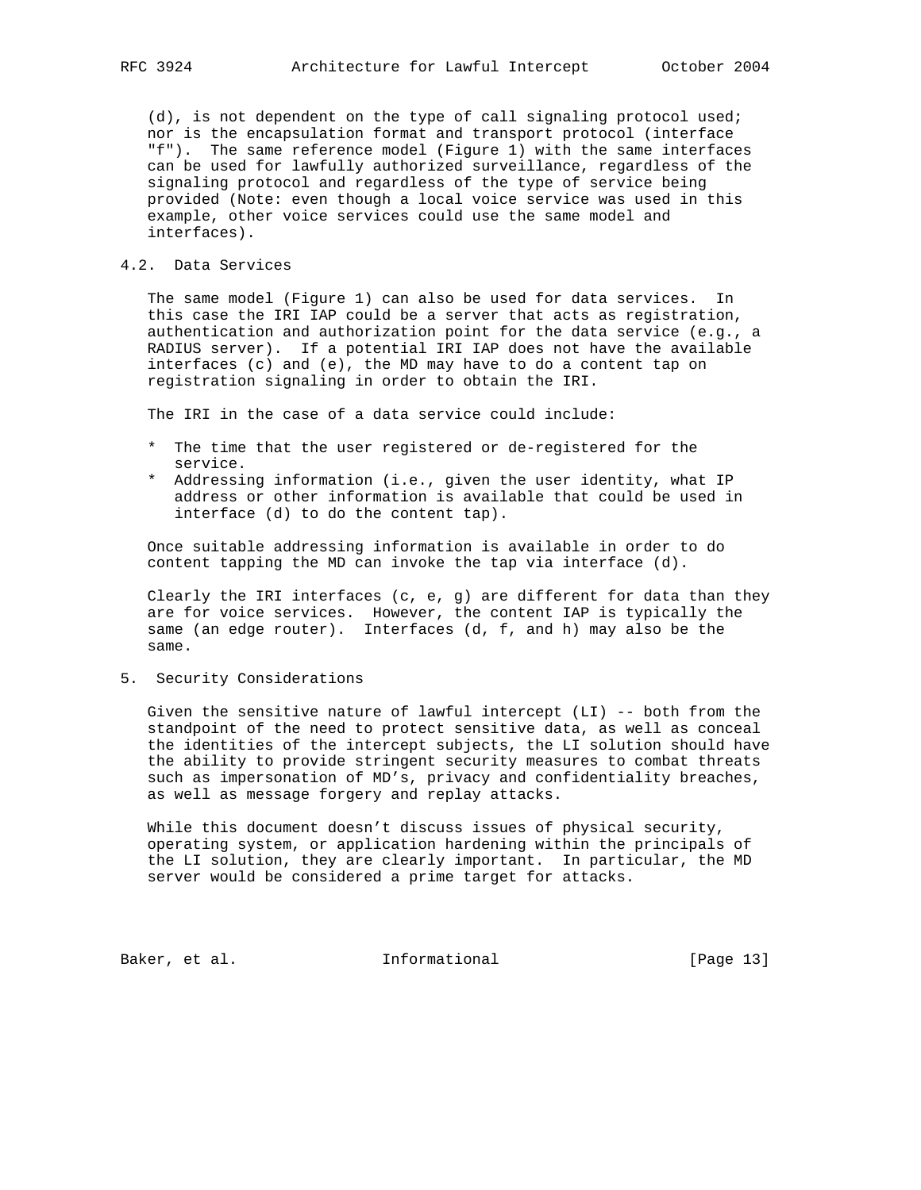(d), is not dependent on the type of call signaling protocol used; nor is the encapsulation format and transport protocol (interface "f"). The same reference model (Figure 1) with the same interfaces can be used for lawfully authorized surveillance, regardless of the signaling protocol and regardless of the type of service being provided (Note: even though a local voice service was used in this example, other voice services could use the same model and interfaces).

### 4.2. Data Services

The same model (Figure 1) can also be used for data services. In this case the IRI IAP could be a server that acts as registration, authentication and authorization point for the data service (e.g., a RADIUS server). If a potential IRI IAP does not have the available interfaces (c) and (e), the MD may have to do a content tap on registration signaling in order to obtain the IRI.

The IRI in the case of a data service could include:

* The time that the user registered or de-registered for the service.
* Addressing information (i.e., given the user identity, what IP address or other information is available that could be used in interface (d) to do the content tap).

Once suitable addressing information is available in order to do content tapping the MD can invoke the tap via interface (d).

Clearly the IRI interfaces (c, e, g) are different for data than they are for voice services. However, the content IAP is typically the same (an edge router). Interfaces (d, f, and h) may also be the same.

## 5. Security Considerations

Given the sensitive nature of lawful intercept (LI) -- both from the standpoint of the need to protect sensitive data, as well as conceal the identities of the intercept subjects, the LI solution should have the ability to provide stringent security measures to combat threats such as impersonation of MD’s, privacy and confidentiality breaches, as well as message forgery and replay attacks.

While this document doesn’t discuss issues of physical security, operating system, or application hardening within the principals of the LI solution, they are clearly important. In particular, the MD server would be considered a prime target for attacks.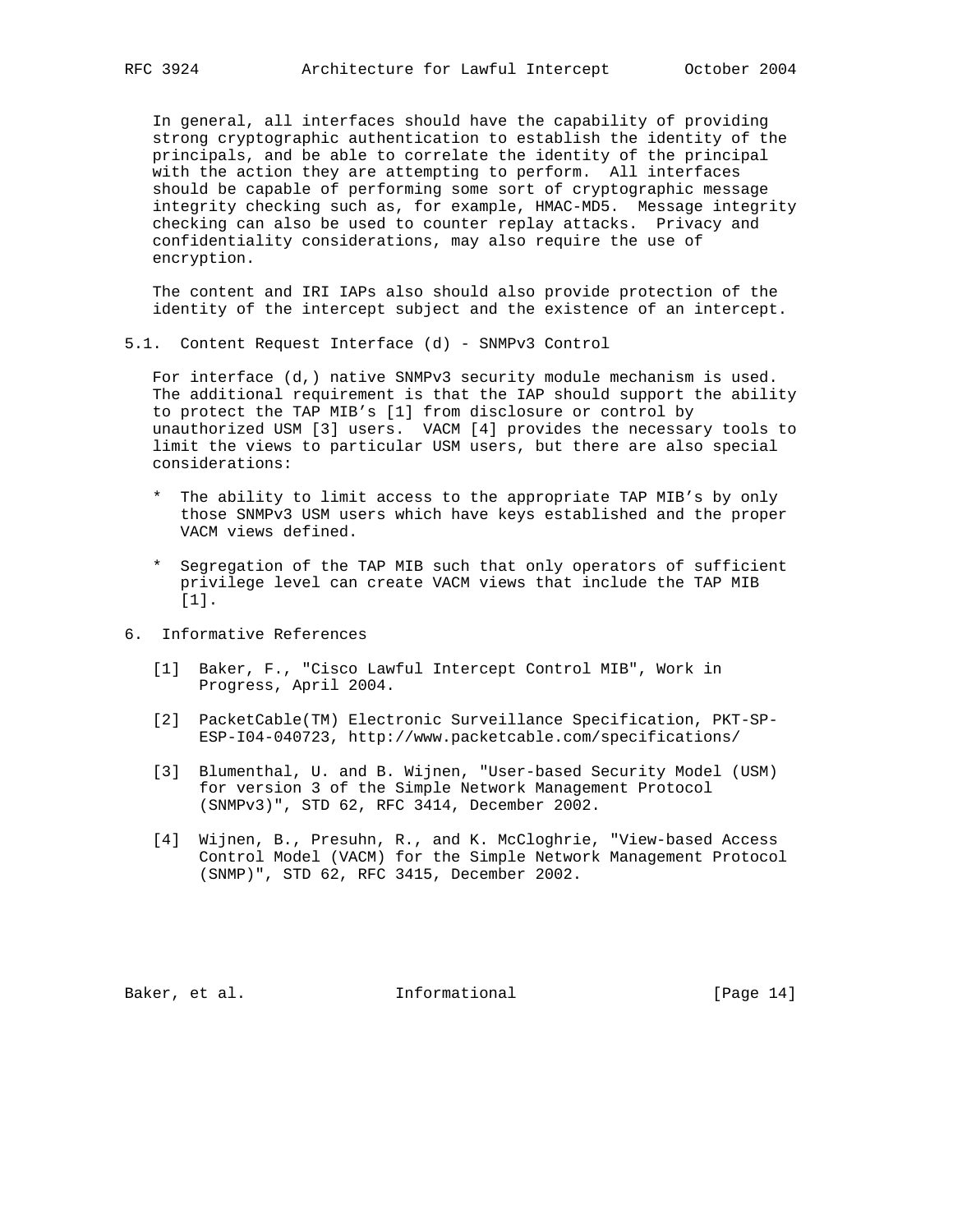In general, all interfaces should have the capability of providing strong cryptographic authentication to establish the identity of the principals, and be able to correlate the identity of the principal with the action they are attempting to perform. All interfaces should be capable of performing some sort of cryptographic message integrity checking such as, for example, HMAC-MD5. Message integrity checking can also be used to counter replay attacks. Privacy and confidentiality considerations, may also require the use of encryption.

The content and IRI IAPs also should also provide protection of the identity of the intercept subject and the existence of an intercept.

## 5.1. Content Request Interface (d) - SNMPv3 Control

For interface (d,) native SNMPv3 security module mechanism is used. The additional requirement is that the IAP should support the ability to protect the TAP MIB's [1] from disclosure or control by unauthorized USM [3] users. VACM [4] provides the necessary tools to limit the views to particular USM users, but there are also special considerations:

* The ability to limit access to the appropriate TAP MIB's by only those SNMPv3 USM users which have keys established and the proper VACM views defined.

* Segregation of the TAP MIB such that only operators of sufficient privilege level can create VACM views that include the TAP MIB [1].

# 6. Informative References

[1] Baker, F., "Cisco Lawful Intercept Control MIB", Work in Progress, April 2004.

[2] PacketCable(TM) Electronic Surveillance Specification, PKT-SP-ESP-I04-040723, http://www.packetcable.com/specifications/

[3] Blumenthal, U. and B. Wijnen, "User-based Security Model (USM) for version 3 of the Simple Network Management Protocol (SNMPv3)", STD 62, RFC 3414, December 2002.

[4] Wijnen, B., Presuhn, R., and K. McCloghrie, "View-based Access Control Model (VACM) for the Simple Network Management Protocol (SNMP)", STD 62, RFC 3415, December 2002.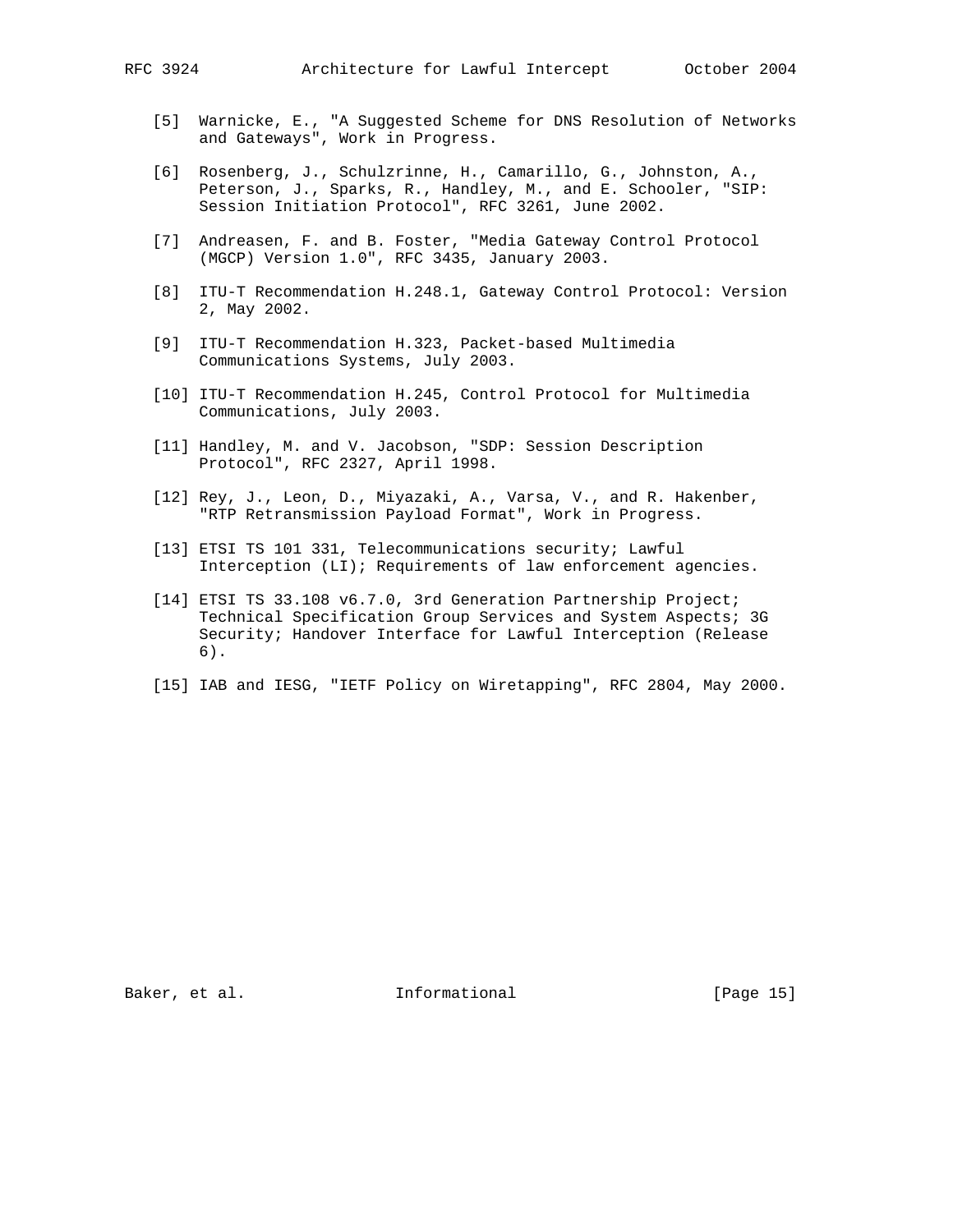[5] Warnicke, E., "A Suggested Scheme for DNS Resolution of Networks and Gateways", Work in Progress.

[6] Rosenberg, J., Schulzrinne, H., Camarillo, G., Johnston, A., Peterson, J., Sparks, R., Handley, M., and E. Schooler, "SIP: Session Initiation Protocol", RFC 3261, June 2002.

[7] Andreasen, F. and B. Foster, "Media Gateway Control Protocol (MGCP) Version 1.0", RFC 3435, January 2003.

[8] ITU-T Recommendation H.248.1, Gateway Control Protocol: Version 2, May 2002.

[9] ITU-T Recommendation H.323, Packet-based Multimedia Communications Systems, July 2003.

[10] ITU-T Recommendation H.245, Control Protocol for Multimedia Communications, July 2003.

[11] Handley, M. and V. Jacobson, "SDP: Session Description Protocol", RFC 2327, April 1998.

[12] Rey, J., Leon, D., Miyazaki, A., Varsa, V., and R. Hakenber, "RTP Retransmission Payload Format", Work in Progress.

[13] ETSI TS 101 331, Telecommunications security; Lawful Interception (LI); Requirements of law enforcement agencies.

[14] ETSI TS 33.108 v6.7.0, 3rd Generation Partnership Project; Technical Specification Group Services and System Aspects; 3G Security; Handover Interface for Lawful Interception (Release 6).

[15] IAB and IESG, "IETF Policy on Wiretapping", RFC 2804, May 2000.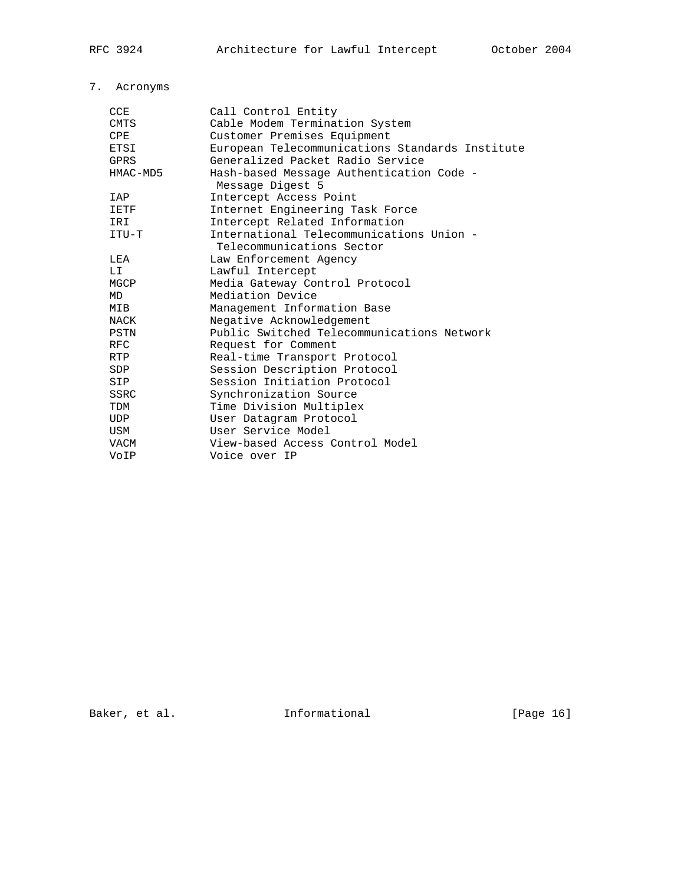## 7. Acronyms

| Acronym | Meaning |
| --- | --- |
| CCE | Call Control Entity |
| CMTS | Cable Modem Termination System |
| CPE | Customer Premises Equipment |
| ETSI | European Telecommunications Standards Institute |
| GPRS | Generalized Packet Radio Service |
| HMAC-MD5 | Hash-based Message Authentication Code - Message Digest 5 |
| IAP | Intercept Access Point |
| IETF | Internet Engineering Task Force |
| IRI | Intercept Related Information |
| ITU-T | International Telecommunications Union - Telecommunications Sector |
| LEA | Law Enforcement Agency |
| LI | Lawful Intercept |
| MGCP | Media Gateway Control Protocol |
| MD | Mediation Device |
| MIB | Management Information Base |
| NACK | Negative Acknowledgement |
| PSTN | Public Switched Telecommunications Network |
| RFC | Request for Comment |
| RTP | Real-time Transport Protocol |
| SDP | Session Description Protocol |
| SIP | Session Initiation Protocol |
| SSRC | Synchronization Source |
| TDM | Time Division Multiplex |
| UDP | User Datagram Protocol |
| USM | User Service Model |
| VACM | View-based Access Control Model |
| VoIP | Voice over IP |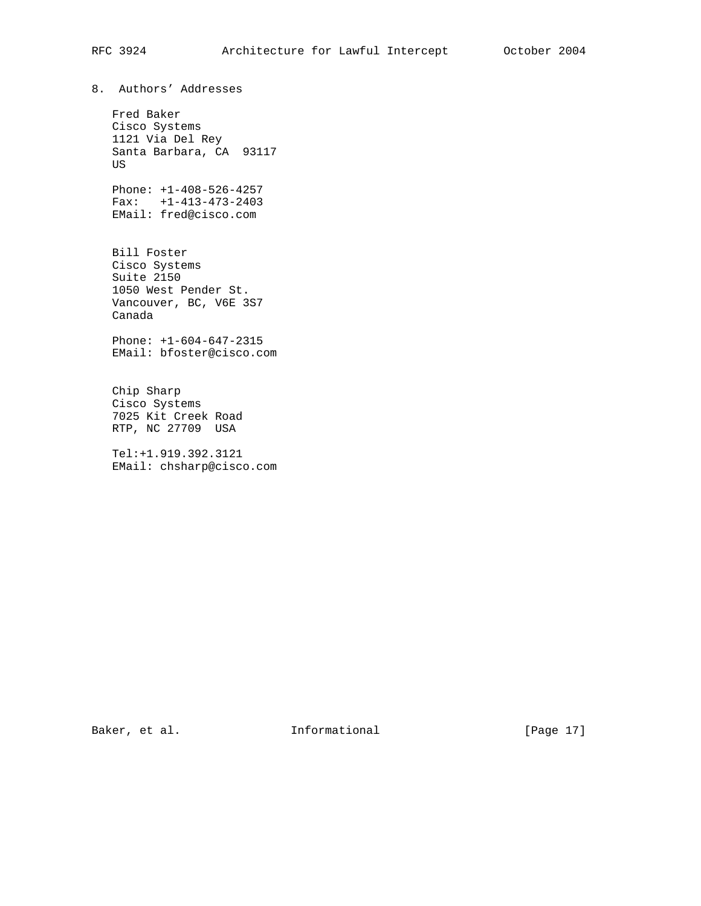## 8. Authors' Addresses

Fred Baker
Cisco Systems
1121 Via Del Rey
Santa Barbara, CA  93117
US

Phone: +1-408-526-4257
Fax:   +1-413-473-2403
EMail: fred@cisco.com

Bill Foster
Cisco Systems
Suite 2150
1050 West Pender St.
Vancouver, BC, V6E 3S7
Canada

Phone: +1-604-647-2315
EMail: bfoster@cisco.com

Chip Sharp
Cisco Systems
7025 Kit Creek Road
RTP, NC 27709  USA

Tel:+1.919.392.3121
EMail: chsharp@cisco.com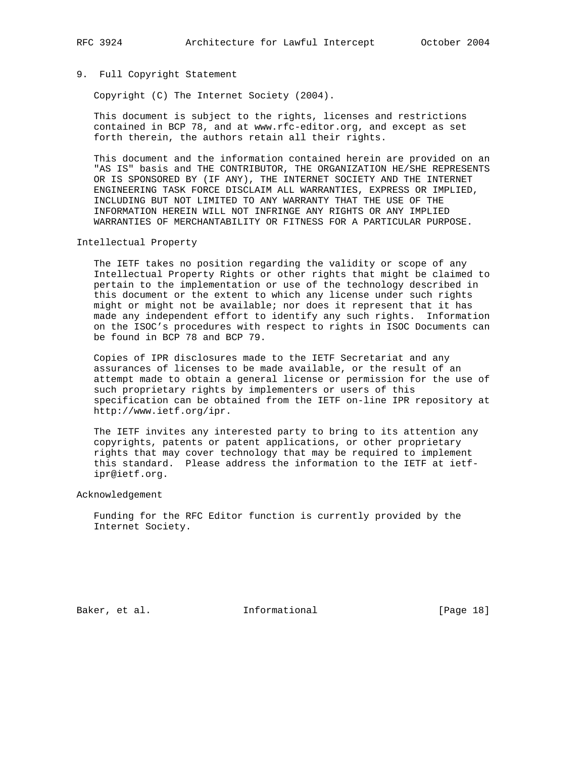## 9. Full Copyright Statement

Copyright (C) The Internet Society (2004).

This document is subject to the rights, licenses and restrictions contained in BCP 78, and at www.rfc-editor.org, and except as set forth therein, the authors retain all their rights.

This document and the information contained herein are provided on an "AS IS" basis and THE CONTRIBUTOR, THE ORGANIZATION HE/SHE REPRESENTS OR IS SPONSORED BY (IF ANY), THE INTERNET SOCIETY AND THE INTERNET ENGINEERING TASK FORCE DISCLAIM ALL WARRANTIES, EXPRESS OR IMPLIED, INCLUDING BUT NOT LIMITED TO ANY WARRANTY THAT THE USE OF THE INFORMATION HEREIN WILL NOT INFRINGE ANY RIGHTS OR ANY IMPLIED WARRANTIES OF MERCHANTABILITY OR FITNESS FOR A PARTICULAR PURPOSE.

## Intellectual Property

The IETF takes no position regarding the validity or scope of any Intellectual Property Rights or other rights that might be claimed to pertain to the implementation or use of the technology described in this document or the extent to which any license under such rights might or might not be available; nor does it represent that it has made any independent effort to identify any such rights. Information on the ISOC's procedures with respect to rights in ISOC Documents can be found in BCP 78 and BCP 79.

Copies of IPR disclosures made to the IETF Secretariat and any assurances of licenses to be made available, or the result of an attempt made to obtain a general license or permission for the use of such proprietary rights by implementers or users of this specification can be obtained from the IETF on-line IPR repository at http://www.ietf.org/ipr.

The IETF invites any interested party to bring to its attention any copyrights, patents or patent applications, or other proprietary rights that may cover technology that may be required to implement this standard. Please address the information to the IETF at ietf-ipr@ietf.org.

## Acknowledgement

Funding for the RFC Editor function is currently provided by the Internet Society.